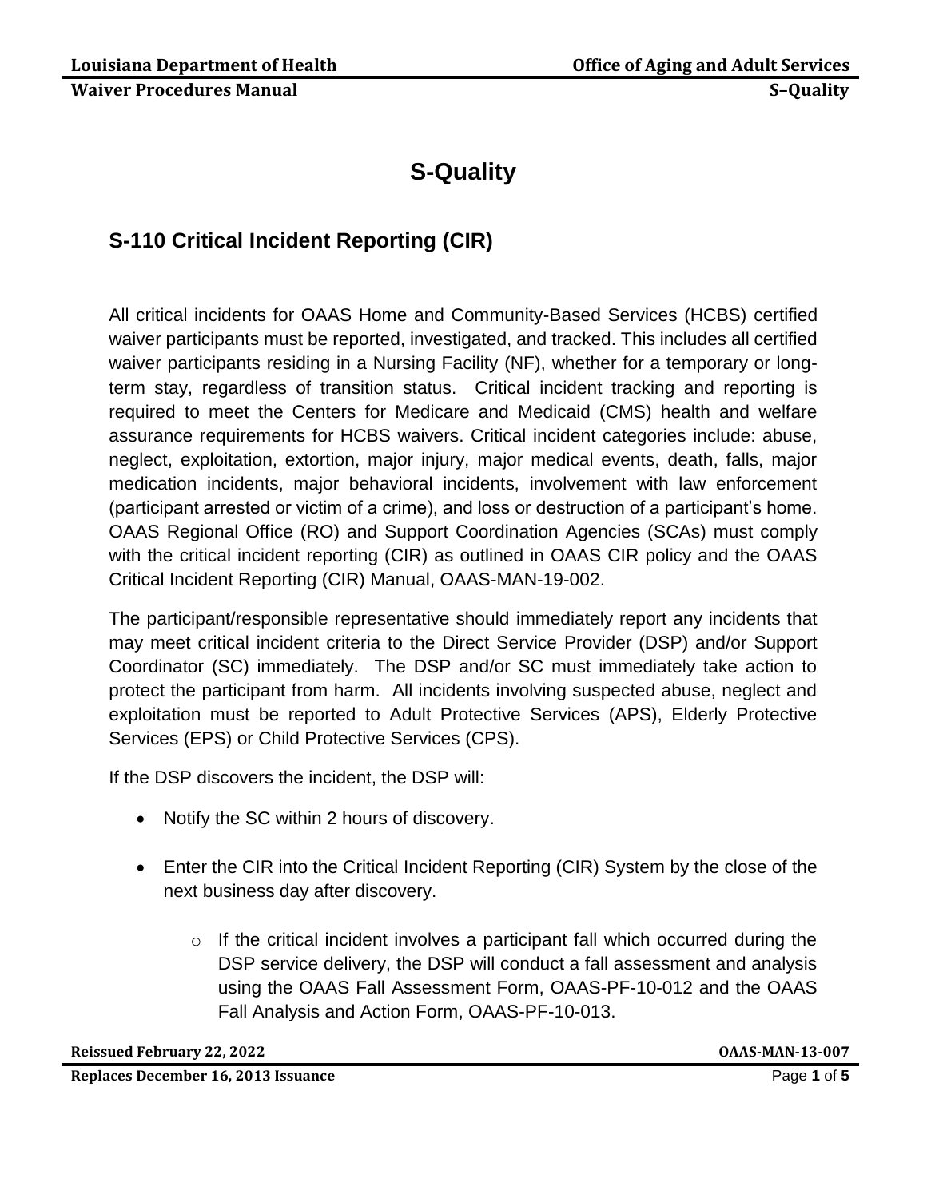# S-Quality

## S-110 Critical Incident Reporting (CIR)

All critical incidents for OAAS Home and Community-Based Services (HCBS) certified waiver participants must be reported, investigated, and tracked. This includes all certified waiver participants residing in a Nursing Facility (NF), whether for a temporary or long-term stay, regardless of transition status. Critical incident tracking and reporting is required to meet the Centers for Medicare and Medicaid (CMS) health and welfare assurance requirements for HCBS waivers. Critical incident categories include: abuse, neglect, exploitation, extortion, major injury, major medical events, death, falls, major medication incidents, major behavioral incidents, involvement with law enforcement (participant arrested or victim of a crime), and loss or destruction of a participant's home. OAAS Regional Office (RO) and Support Coordination Agencies (SCAs) must comply with the critical incident reporting (CIR) as outlined in OAAS CIR policy and the OAAS Critical Incident Reporting (CIR) Manual, OAAS-MAN-19-002.

The participant/responsible representative should immediately report any incidents that may meet critical incident criteria to the Direct Service Provider (DSP) and/or Support Coordinator (SC) immediately. The DSP and/or SC must immediately take action to protect the participant from harm. All incidents involving suspected abuse, neglect and exploitation must be reported to Adult Protective Services (APS), Elderly Protective Services (EPS) or Child Protective Services (CPS).

If the DSP discovers the incident, the DSP will:

- Notify the SC within 2 hours of discovery.
- Enter the CIR into the Critical Incident Reporting (CIR) System by the close of the next business day after discovery.
  - If the critical incident involves a participant fall which occurred during the DSP service delivery, the DSP will conduct a fall assessment and analysis using the OAAS Fall Assessment Form, OAAS-PF-10-012 and the OAAS Fall Analysis and Action Form, OAAS-PF-10-013.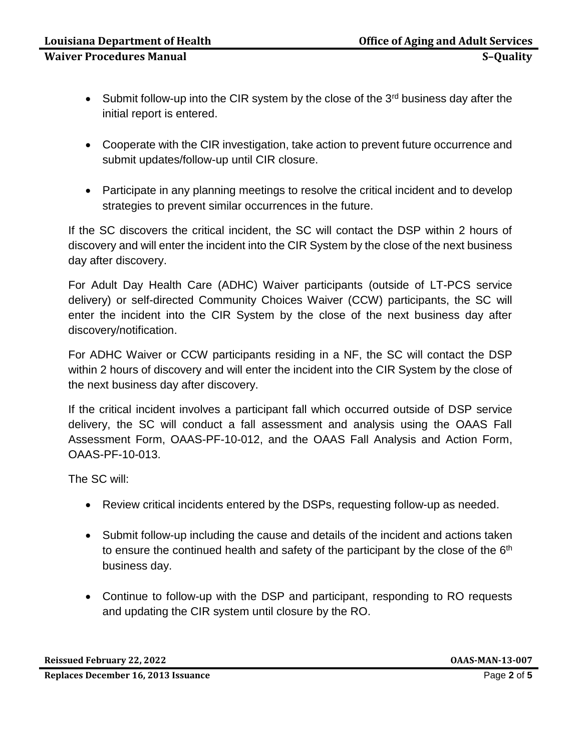- Submit follow-up into the CIR system by the close of the 3rd business day after the initial report is entered.

- Cooperate with the CIR investigation, take action to prevent future occurrence and submit updates/follow-up until CIR closure.

- Participate in any planning meetings to resolve the critical incident and to develop strategies to prevent similar occurrences in the future.

If the SC discovers the critical incident, the SC will contact the DSP within 2 hours of discovery and will enter the incident into the CIR System by the close of the next business day after discovery.

For Adult Day Health Care (ADHC) Waiver participants (outside of LT-PCS service delivery) or self-directed Community Choices Waiver (CCW) participants, the SC will enter the incident into the CIR System by the close of the next business day after discovery/notification.

For ADHC Waiver or CCW participants residing in a NF, the SC will contact the DSP within 2 hours of discovery and will enter the incident into the CIR System by the close of the next business day after discovery.

If the critical incident involves a participant fall which occurred outside of DSP service delivery, the SC will conduct a fall assessment and analysis using the OAAS Fall Assessment Form, OAAS-PF-10-012, and the OAAS Fall Analysis and Action Form, OAAS-PF-10-013.

The SC will:

- Review critical incidents entered by the DSPs, requesting follow-up as needed.

- Submit follow-up including the cause and details of the incident and actions taken to ensure the continued health and safety of the participant by the close of the 6th business day.

- Continue to follow-up with the DSP and participant, responding to RO requests and updating the CIR system until closure by the RO.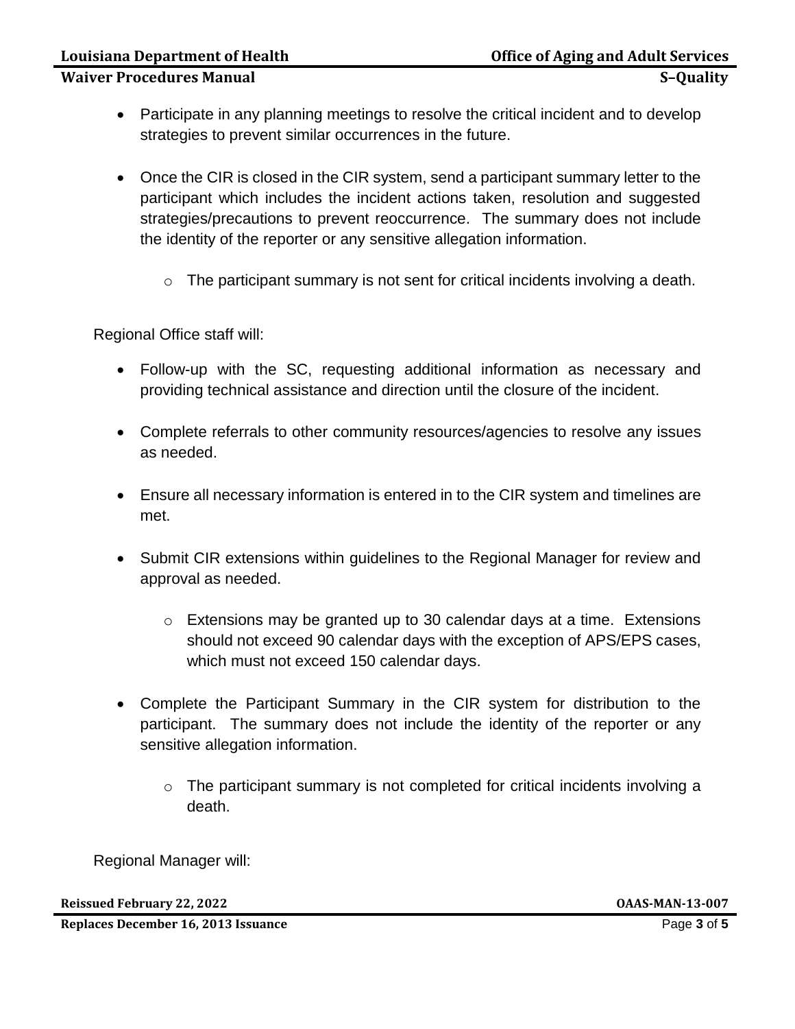- Participate in any planning meetings to resolve the critical incident and to develop strategies to prevent similar occurrences in the future.

- Once the CIR is closed in the CIR system, send a participant summary letter to the participant which includes the incident actions taken, resolution and suggested strategies/precautions to prevent reoccurrence. The summary does not include the identity of the reporter or any sensitive allegation information.

    - The participant summary is not sent for critical incidents involving a death.

Regional Office staff will:

- Follow-up with the SC, requesting additional information as necessary and providing technical assistance and direction until the closure of the incident.

- Complete referrals to other community resources/agencies to resolve any issues as needed.

- Ensure all necessary information is entered in to the CIR system and timelines are met.

- Submit CIR extensions within guidelines to the Regional Manager for review and approval as needed.

    - Extensions may be granted up to 30 calendar days at a time. Extensions should not exceed 90 calendar days with the exception of APS/EPS cases, which must not exceed 150 calendar days.

- Complete the Participant Summary in the CIR system for distribution to the participant. The summary does not include the identity of the reporter or any sensitive allegation information.

    - The participant summary is not completed for critical incidents involving a death.

Regional Manager will: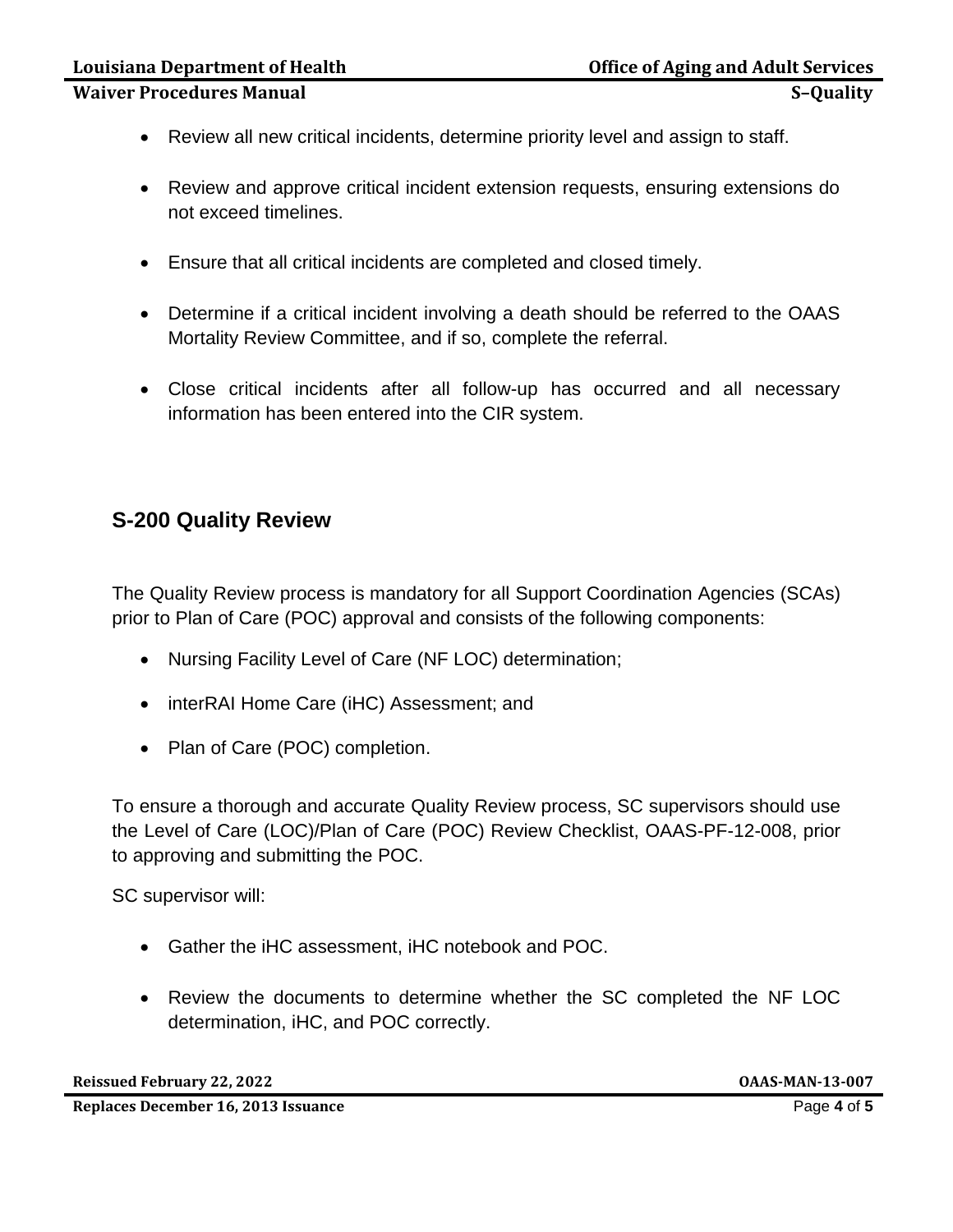- Review all new critical incidents, determine priority level and assign to staff.

- Review and approve critical incident extension requests, ensuring extensions do not exceed timelines.

- Ensure that all critical incidents are completed and closed timely.

- Determine if a critical incident involving a death should be referred to the OAAS Mortality Review Committee, and if so, complete the referral.

- Close critical incidents after all follow-up has occurred and all necessary information has been entered into the CIR system.

## S-200 Quality Review

The Quality Review process is mandatory for all Support Coordination Agencies (SCAs) prior to Plan of Care (POC) approval and consists of the following components:

- Nursing Facility Level of Care (NF LOC) determination;
- interRAI Home Care (iHC) Assessment; and
- Plan of Care (POC) completion.

To ensure a thorough and accurate Quality Review process, SC supervisors should use the Level of Care (LOC)/Plan of Care (POC) Review Checklist, OAAS-PF-12-008, prior to approving and submitting the POC.

SC supervisor will:

- Gather the iHC assessment, iHC notebook and POC.

- Review the documents to determine whether the SC completed the NF LOC determination, iHC, and POC correctly.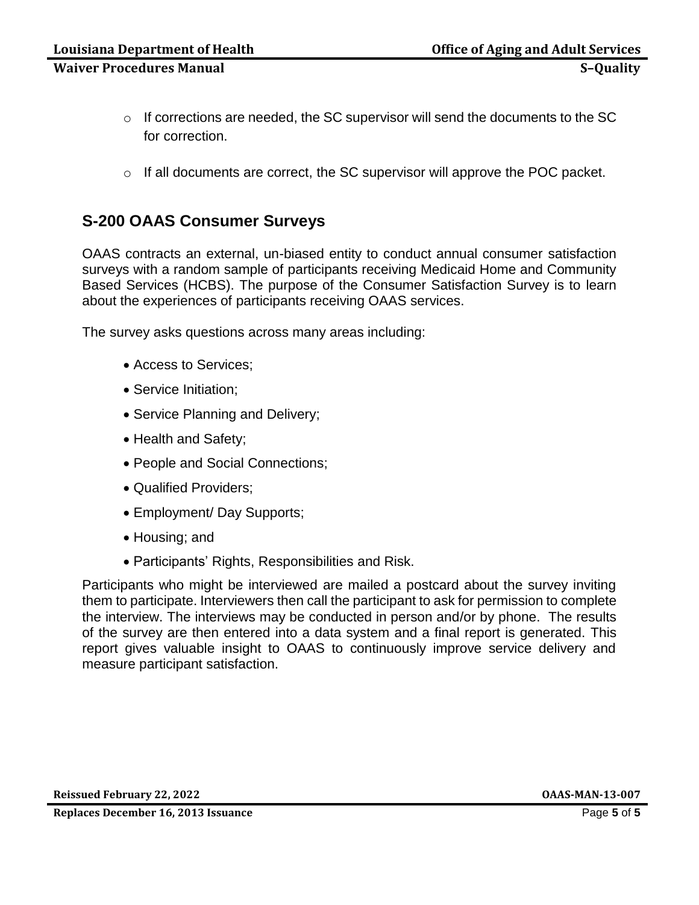- If corrections are needed, the SC supervisor will send the documents to the SC for correction.
- If all documents are correct, the SC supervisor will approve the POC packet.

## S-200 OAAS Consumer Surveys

OAAS contracts an external, un-biased entity to conduct annual consumer satisfaction surveys with a random sample of participants receiving Medicaid Home and Community Based Services (HCBS). The purpose of the Consumer Satisfaction Survey is to learn about the experiences of participants receiving OAAS services.

The survey asks questions across many areas including:

- Access to Services;
- Service Initiation;
- Service Planning and Delivery;
- Health and Safety;
- People and Social Connections;
- Qualified Providers;
- Employment/ Day Supports;
- Housing; and
- Participants' Rights, Responsibilities and Risk.

Participants who might be interviewed are mailed a postcard about the survey inviting them to participate. Interviewers then call the participant to ask for permission to complete the interview. The interviews may be conducted in person and/or by phone. The results of the survey are then entered into a data system and a final report is generated. This report gives valuable insight to OAAS to continuously improve service delivery and measure participant satisfaction.